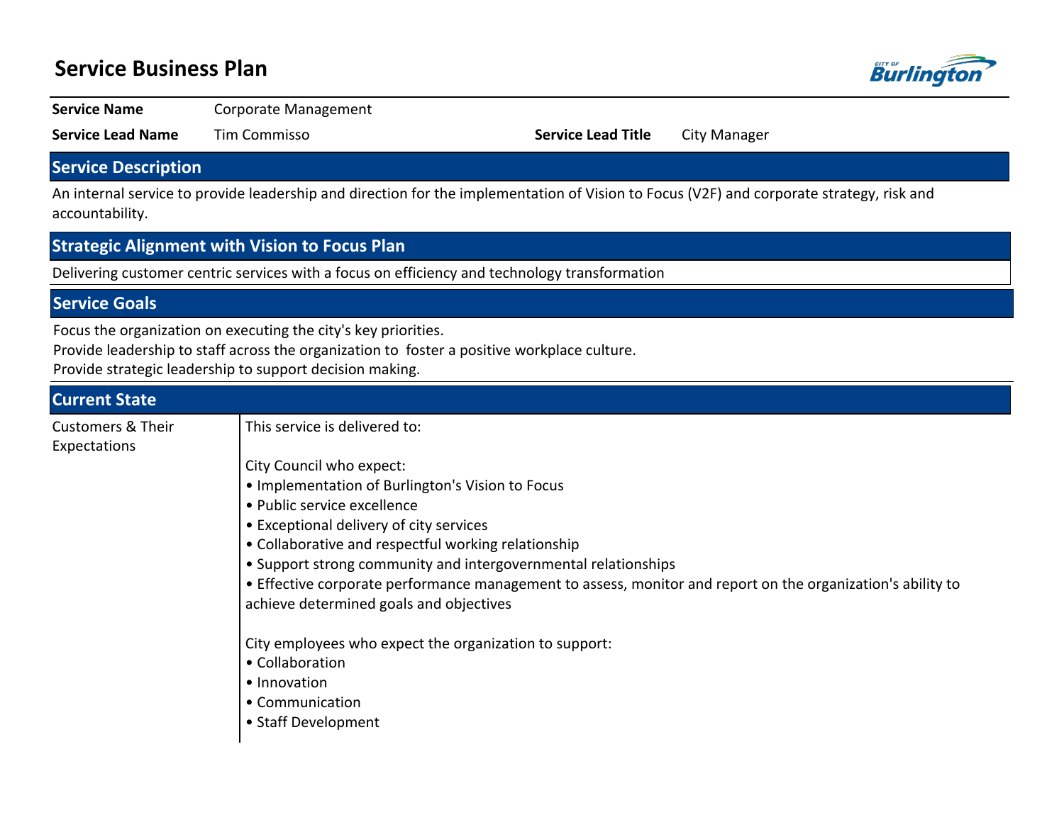# Service Business Plan

| | | | |
|---|---|---|---|
| **Service Name** | Corporate Management | | |
| **Service Lead Name** | Tim Commisso | **Service Lead Title** | City Manager |

## Service Description

An internal service to provide leadership and direction for the implementation of Vision to Focus (V2F) and corporate strategy, risk and accountability.

## Strategic Alignment with Vision to Focus Plan

Delivering customer centric services with a focus on efficiency and technology transformation

## Service Goals

Focus the organization on executing the city's key priorities.
Provide leadership to staff across the organization to foster a positive workplace culture.
Provide strategic leadership to support decision making.

## Current State

### Customers & Their Expectations

This service is delivered to:

City Council who expect:
- Implementation of Burlington's Vision to Focus
- Public service excellence
- Exceptional delivery of city services
- Collaborative and respectful working relationship
- Support strong community and intergovernmental relationships
- Effective corporate performance management to assess, monitor and report on the organization's ability to achieve determined goals and objectives

City employees who expect the organization to support:
- Collaboration
- Innovation
- Communication
- Staff Development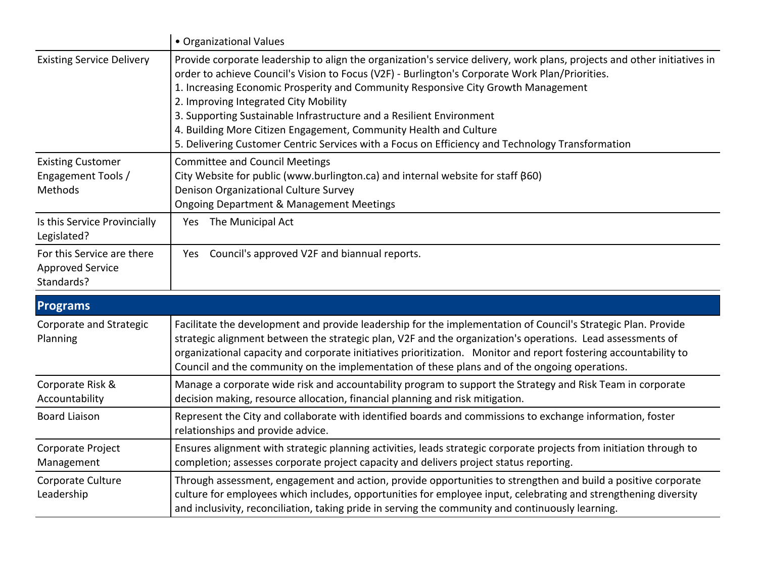| | |
|---|---|
| | • Organizational Values |
| Existing Service Delivery | Provide corporate leadership to align the organization's service delivery, work plans, projects and other initiatives in order to achieve Council's Vision to Focus (V2F) - Burlington's Corporate Work Plan/Priorities.<br>1. Increasing Economic Prosperity and Community Responsive City Growth Management<br>2. Improving Integrated City Mobility<br>3. Supporting Sustainable Infrastructure and a Resilient Environment<br>4. Building More Citizen Engagement, Community Health and Culture<br>5. Delivering Customer Centric Services with a Focus on Efficiency and Technology Transformation |
| Existing Customer Engagement Tools / Methods | Committee and Council Meetings<br>City Website for public (www.burlington.ca) and internal website for staff (β60)<br>Denison Organizational Culture Survey<br>Ongoing Department & Management Meetings |
| Is this Service Provincially Legislated? | Yes The Municipal Act |
| For this Service are there Approved Service Standards? | Yes Council's approved V2F and biannual reports. |

## Programs

| | |
|---|---|
| Corporate and Strategic Planning | Facilitate the development and provide leadership for the implementation of Council's Strategic Plan. Provide strategic alignment between the strategic plan, V2F and the organization's operations. Lead assessments of organizational capacity and corporate initiatives prioritization. Monitor and report fostering accountability to Council and the community on the implementation of these plans and of the ongoing operations. |
| Corporate Risk & Accountability | Manage a corporate wide risk and accountability program to support the Strategy and Risk Team in corporate decision making, resource allocation, financial planning and risk mitigation. |
| Board Liaison | Represent the City and collaborate with identified boards and commissions to exchange information, foster relationships and provide advice. |
| Corporate Project Management | Ensures alignment with strategic planning activities, leads strategic corporate projects from initiation through to completion; assesses corporate project capacity and delivers project status reporting. |
| Corporate Culture Leadership | Through assessment, engagement and action, provide opportunities to strengthen and build a positive corporate culture for employees which includes, opportunities for employee input, celebrating and strengthening diversity and inclusivity, reconciliation, taking pride in serving the community and continuously learning. |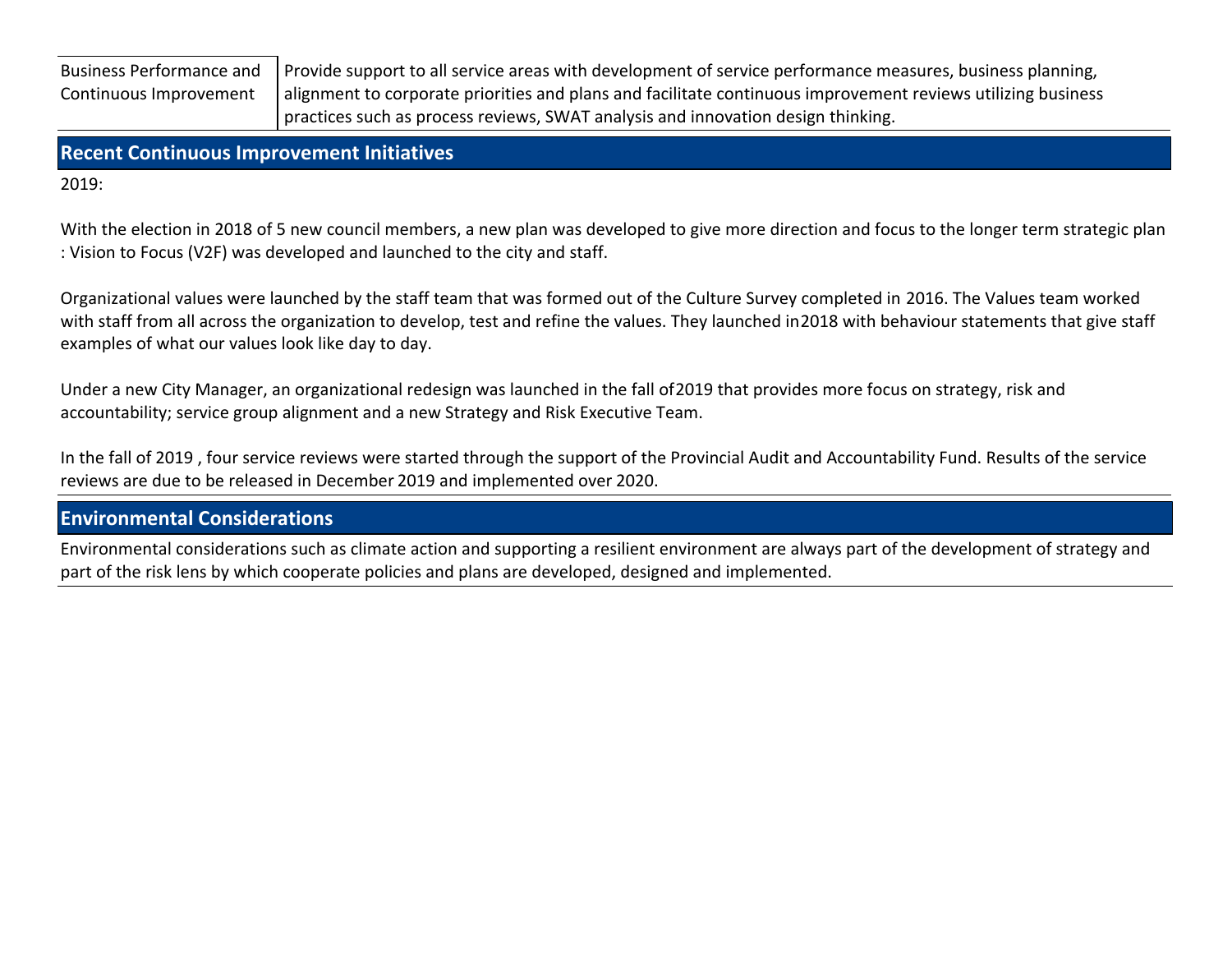| | |
|---|---|
| Business Performance and Continuous Improvement | Provide support to all service areas with development of service performance measures, business planning, alignment to corporate priorities and plans and facilitate continuous improvement reviews utilizing business practices such as process reviews, SWAT analysis and innovation design thinking. |

## Recent Continuous Improvement Initiatives

2019:

With the election in 2018 of 5 new council members, a new plan was developed to give more direction and focus to the longer term strategic plan : Vision to Focus (V2F) was developed and launched to the city and staff.

Organizational values were launched by the staff team that was formed out of the Culture Survey completed in 2016. The Values team worked with staff from all across the organization to develop, test and refine the values. They launched in2018 with behaviour statements that give staff examples of what our values look like day to day.

Under a new City Manager, an organizational redesign was launched in the fall of2019 that provides more focus on strategy, risk and accountability; service group alignment and a new Strategy and Risk Executive Team.

In the fall of 2019 , four service reviews were started through the support of the Provincial Audit and Accountability Fund. Results of the service reviews are due to be released in December 2019 and implemented over 2020.

## Environmental Considerations

Environmental considerations such as climate action and supporting a resilient environment are always part of the development of strategy and part of the risk lens by which cooperate policies and plans are developed, designed and implemented.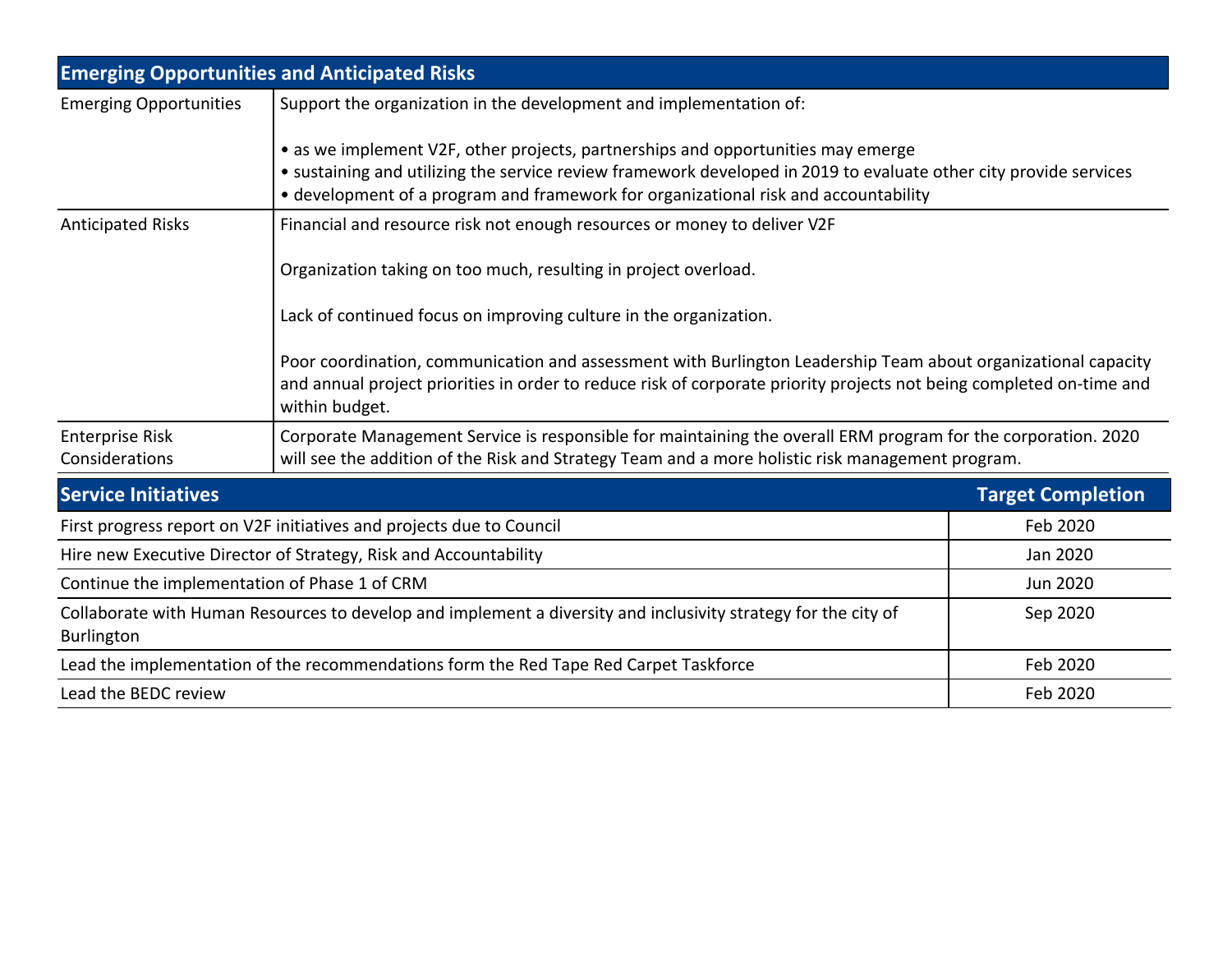| Emerging Opportunities and Anticipated Risks | |
|---|---|
| Emerging Opportunities | Support the organization in the development and implementation of:<br><br>• as we implement V2F, other projects, partnerships and opportunities may emerge<br>• sustaining and utilizing the service review framework developed in 2019 to evaluate other city provide services<br>• development of a program and framework for organizational risk and accountability |
| Anticipated Risks | Financial and resource risk not enough resources or money to deliver V2F<br><br>Organization taking on too much, resulting in project overload.<br><br>Lack of continued focus on improving culture in the organization.<br><br>Poor coordination, communication and assessment with Burlington Leadership Team about organizational capacity and annual project priorities in order to reduce risk of corporate priority projects not being completed on-time and within budget. |
| Enterprise Risk Considerations | Corporate Management Service is responsible for maintaining the overall ERM program for the corporation. 2020 will see the addition of the Risk and Strategy Team and a more holistic risk management program. |

| Service Initiatives | Target Completion |
|---|---|
| First progress report on V2F initiatives and projects due to Council | Feb 2020 |
| Hire new Executive Director of Strategy, Risk and Accountability | Jan 2020 |
| Continue the implementation of Phase 1 of CRM | Jun 2020 |
| Collaborate with Human Resources to develop and implement a diversity and inclusivity strategy for the city of Burlington | Sep 2020 |
| Lead the implementation of the recommendations form the Red Tape Red Carpet Taskforce | Feb 2020 |
| Lead the BEDC review | Feb 2020 |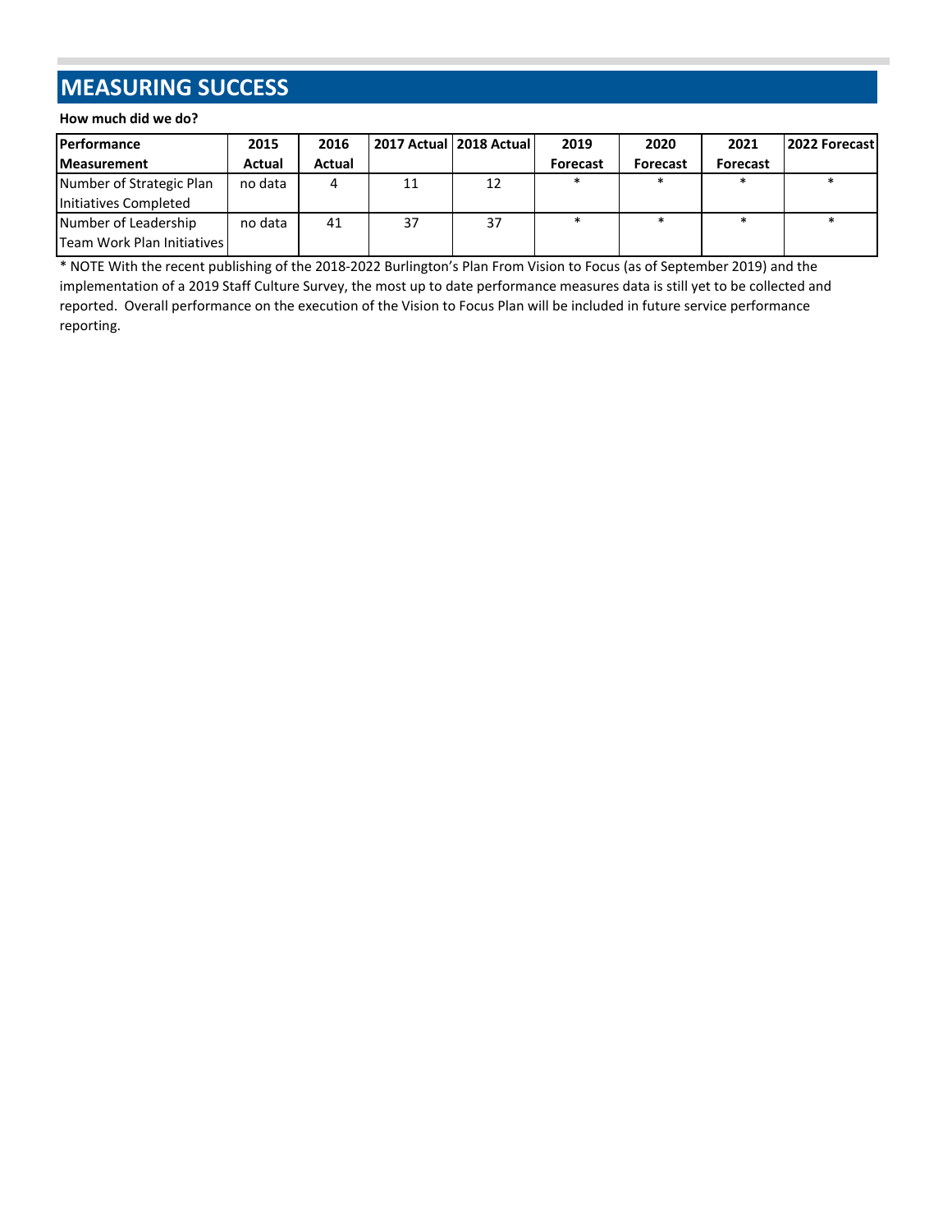# MEASURING SUCCESS

**How much did we do?**

| Performance Measurement | 2015 Actual | 2016 Actual | 2017 Actual | 2018 Actual | 2019 Forecast | 2020 Forecast | 2021 Forecast | 2022 Forecast |
|---|---|---|---|---|---|---|---|---|
| Number of Strategic Plan Initiatives Completed | no data | 4 | 11 | 12 | * | * | * | * |
| Number of Leadership Team Work Plan Initiatives | no data | 41 | 37 | 37 | * | * | * | * |

* NOTE With the recent publishing of the 2018-2022 Burlington's Plan From Vision to Focus (as of September 2019) and the implementation of a 2019 Staff Culture Survey, the most up to date performance measures data is still yet to be collected and reported. Overall performance on the execution of the Vision to Focus Plan will be included in future service performance reporting.